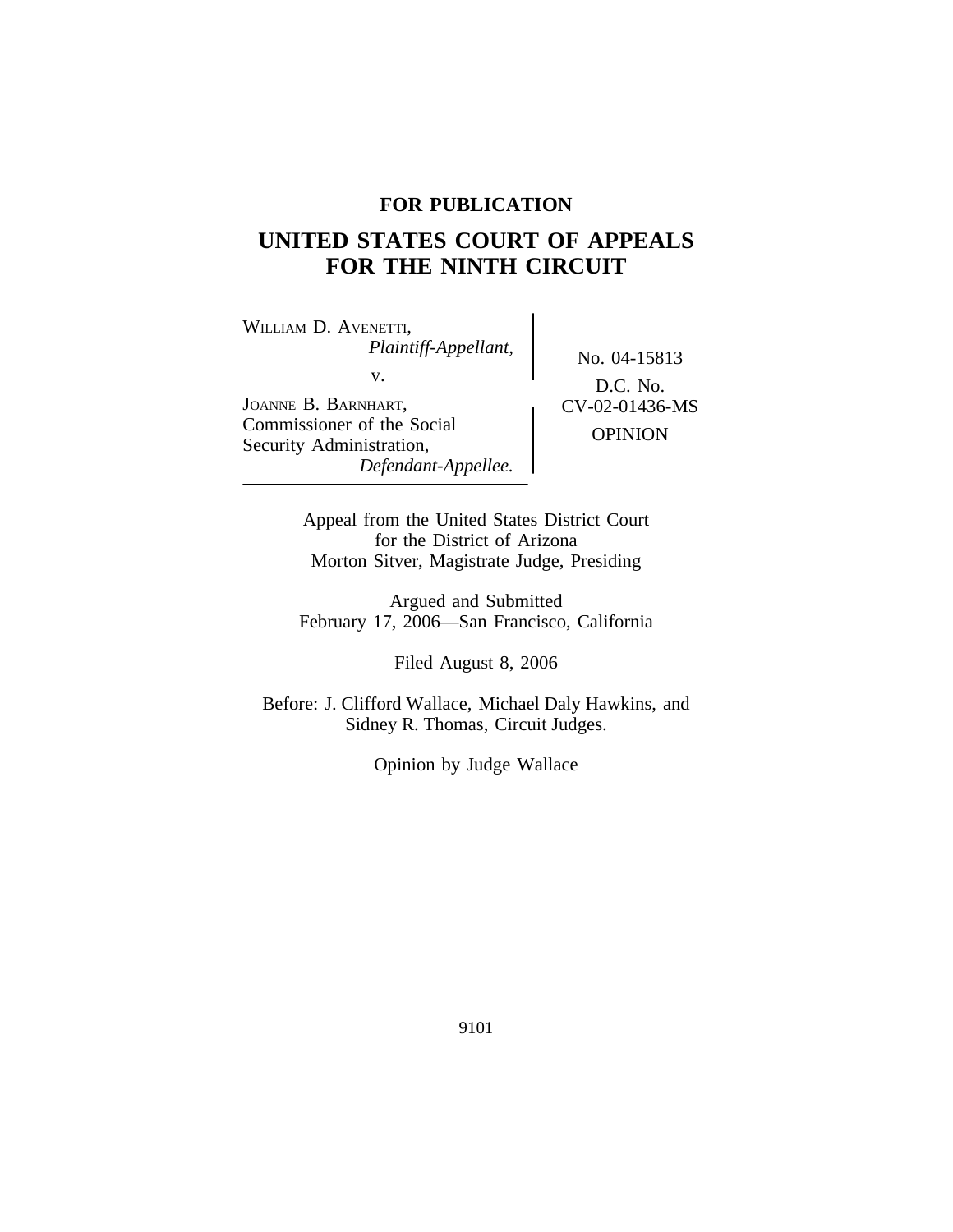**FOR PUBLICATION**

# UNITED STATES COURT OF APPEALS FOR THE NINTH CIRCUIT

WILLIAM D. AVENETTI,
*Plaintiff-Appellant,*

v.

JOANNE B. BARNHART, Commissioner of the Social Security Administration,
*Defendant-Appellee.*

No. 04-15813

D.C. No. CV-02-01436-MS

OPINION

Appeal from the United States District Court for the District of Arizona
Morton Sitver, Magistrate Judge, Presiding

Argued and Submitted
February 17, 2006—San Francisco, California

Filed August 8, 2006

Before: J. Clifford Wallace, Michael Daly Hawkins, and Sidney R. Thomas, Circuit Judges.

Opinion by Judge Wallace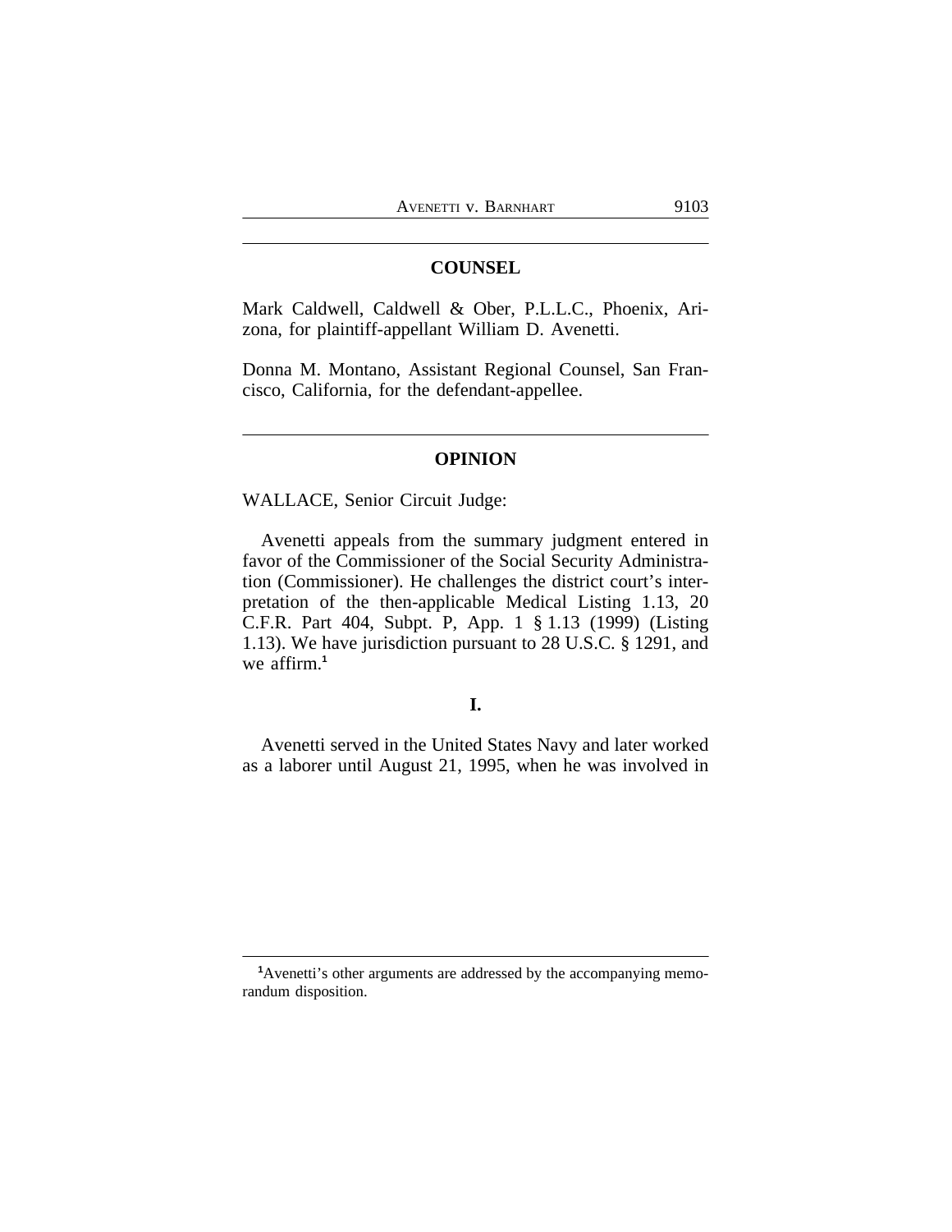## COUNSEL

Mark Caldwell, Caldwell & Ober, P.L.L.C., Phoenix, Arizona, for plaintiff-appellant William D. Avenetti.

Donna M. Montano, Assistant Regional Counsel, San Francisco, California, for the defendant-appellee.

## OPINION

WALLACE, Senior Circuit Judge:

Avenetti appeals from the summary judgment entered in favor of the Commissioner of the Social Security Administration (Commissioner). He challenges the district court's interpretation of the then-applicable Medical Listing 1.13, 20 C.F.R. Part 404, Subpt. P, App. 1 § 1.13 (1999) (Listing 1.13). We have jurisdiction pursuant to 28 U.S.C. § 1291, and we affirm.[1]

### I.

Avenetti served in the United States Navy and later worked as a laborer until August 21, 1995, when he was involved in

[1]Avenetti's other arguments are addressed by the accompanying memorandum disposition.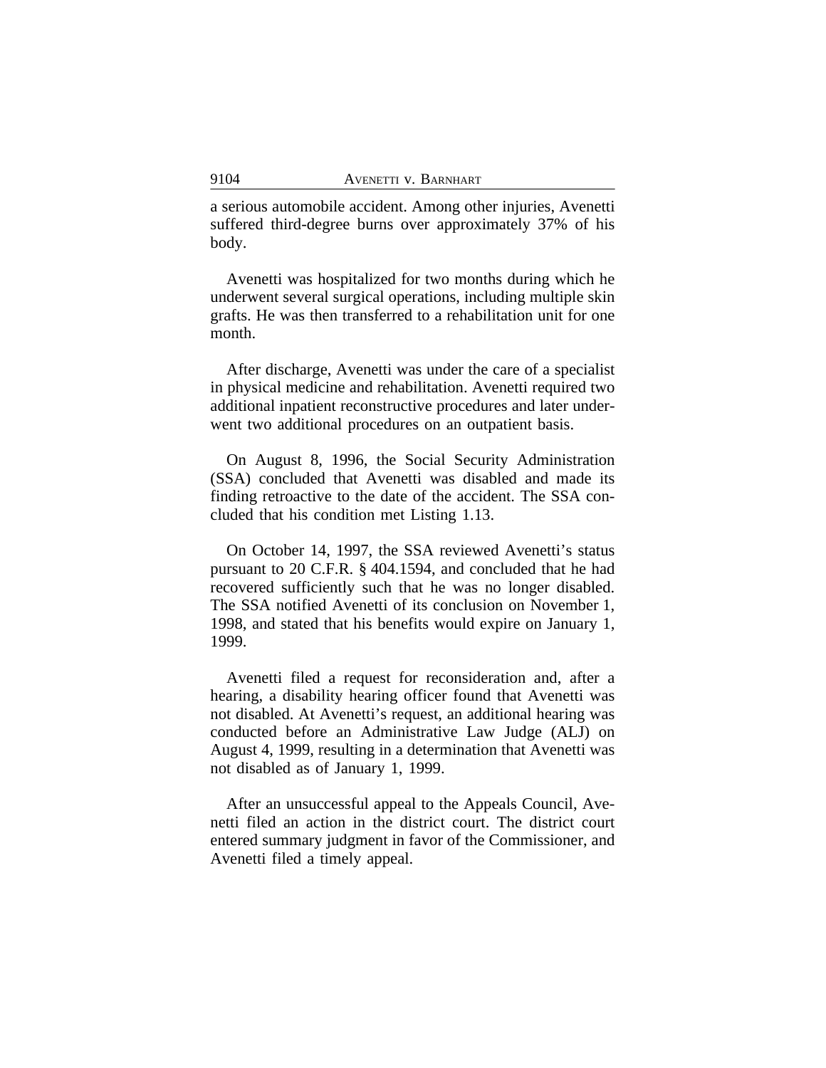a serious automobile accident. Among other injuries, Avenetti suffered third-degree burns over approximately 37% of his body.

Avenetti was hospitalized for two months during which he underwent several surgical operations, including multiple skin grafts. He was then transferred to a rehabilitation unit for one month.

After discharge, Avenetti was under the care of a specialist in physical medicine and rehabilitation. Avenetti required two additional inpatient reconstructive procedures and later underwent two additional procedures on an outpatient basis.

On August 8, 1996, the Social Security Administration (SSA) concluded that Avenetti was disabled and made its finding retroactive to the date of the accident. The SSA concluded that his condition met Listing 1.13.

On October 14, 1997, the SSA reviewed Avenetti's status pursuant to 20 C.F.R. § 404.1594, and concluded that he had recovered sufficiently such that he was no longer disabled. The SSA notified Avenetti of its conclusion on November 1, 1998, and stated that his benefits would expire on January 1, 1999.

Avenetti filed a request for reconsideration and, after a hearing, a disability hearing officer found that Avenetti was not disabled. At Avenetti's request, an additional hearing was conducted before an Administrative Law Judge (ALJ) on August 4, 1999, resulting in a determination that Avenetti was not disabled as of January 1, 1999.

After an unsuccessful appeal to the Appeals Council, Avenetti filed an action in the district court. The district court entered summary judgment in favor of the Commissioner, and Avenetti filed a timely appeal.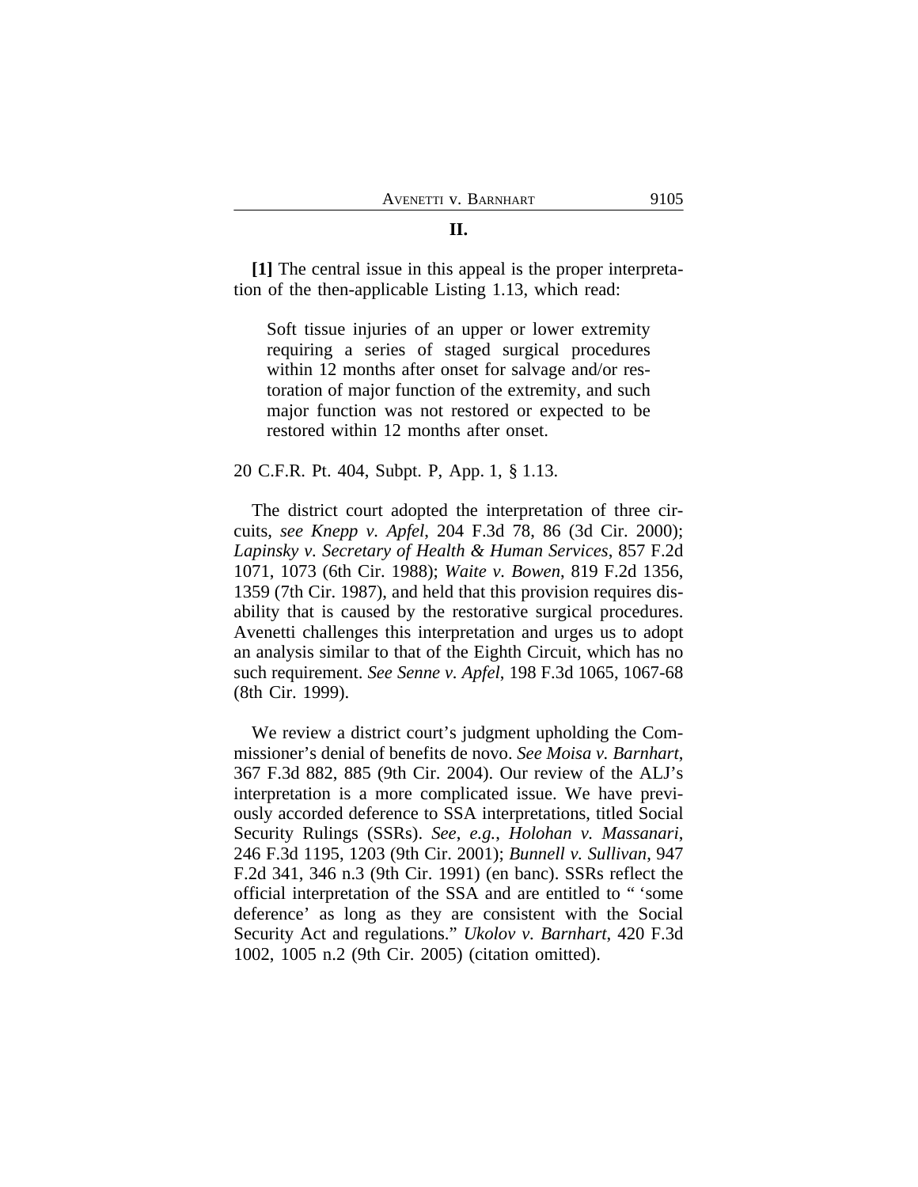## II.

**[1]** The central issue in this appeal is the proper interpretation of the then-applicable Listing 1.13, which read:

> Soft tissue injuries of an upper or lower extremity requiring a series of staged surgical procedures within 12 months after onset for salvage and/or restoration of major function of the extremity, and such major function was not restored or expected to be restored within 12 months after onset.

20 C.F.R. Pt. 404, Subpt. P, App. 1, § 1.13.

The district court adopted the interpretation of three circuits, *see Knepp v. Apfel*, 204 F.3d 78, 86 (3d Cir. 2000); *Lapinsky v. Secretary of Health & Human Services*, 857 F.2d 1071, 1073 (6th Cir. 1988); *Waite v. Bowen*, 819 F.2d 1356, 1359 (7th Cir. 1987), and held that this provision requires disability that is caused by the restorative surgical procedures. Avenetti challenges this interpretation and urges us to adopt an analysis similar to that of the Eighth Circuit, which has no such requirement. *See Senne v. Apfel*, 198 F.3d 1065, 1067-68 (8th Cir. 1999).

We review a district court's judgment upholding the Commissioner's denial of benefits de novo. *See Moisa v. Barnhart*, 367 F.3d 882, 885 (9th Cir. 2004). Our review of the ALJ's interpretation is a more complicated issue. We have previously accorded deference to SSA interpretations, titled Social Security Rulings (SSRs). *See*, *e.g.*, *Holohan v. Massanari*, 246 F.3d 1195, 1203 (9th Cir. 2001); *Bunnell v. Sullivan*, 947 F.2d 341, 346 n.3 (9th Cir. 1991) (en banc). SSRs reflect the official interpretation of the SSA and are entitled to " 'some deference' as long as they are consistent with the Social Security Act and regulations." *Ukolov v. Barnhart*, 420 F.3d 1002, 1005 n.2 (9th Cir. 2005) (citation omitted).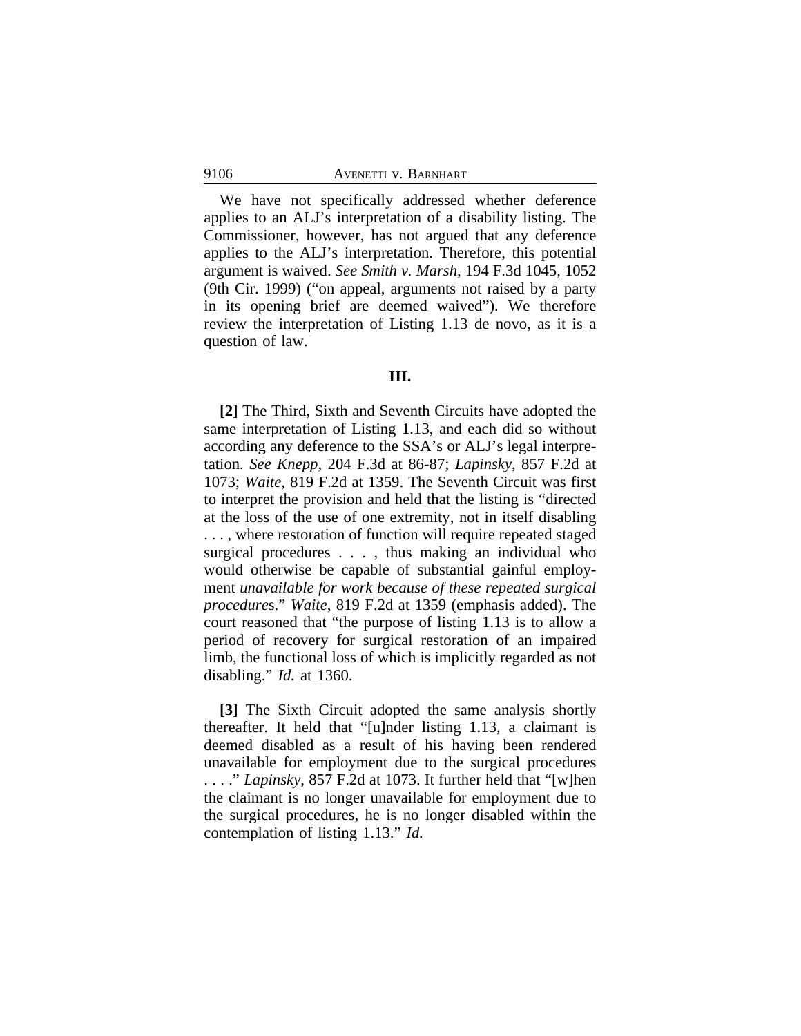We have not specifically addressed whether deference applies to an ALJ's interpretation of a disability listing. The Commissioner, however, has not argued that any deference applies to the ALJ's interpretation. Therefore, this potential argument is waived. *See Smith v. Marsh*, 194 F.3d 1045, 1052 (9th Cir. 1999) ("on appeal, arguments not raised by a party in its opening brief are deemed waived"). We therefore review the interpretation of Listing 1.13 de novo, as it is a question of law.

### III.

**[2]** The Third, Sixth and Seventh Circuits have adopted the same interpretation of Listing 1.13, and each did so without according any deference to the SSA's or ALJ's legal interpretation. *See Knepp*, 204 F.3d at 86-87; *Lapinsky*, 857 F.2d at 1073; *Waite*, 819 F.2d at 1359. The Seventh Circuit was first to interpret the provision and held that the listing is "directed at the loss of the use of one extremity, not in itself disabling . . . , where restoration of function will require repeated staged surgical procedures . . . , thus making an individual who would otherwise be capable of substantial gainful employment *unavailable for work because of these repeated surgical procedures*." *Waite*, 819 F.2d at 1359 (emphasis added). The court reasoned that "the purpose of listing 1.13 is to allow a period of recovery for surgical restoration of an impaired limb, the functional loss of which is implicitly regarded as not disabling." *Id.* at 1360.

**[3]** The Sixth Circuit adopted the same analysis shortly thereafter. It held that "[u]nder listing 1.13, a claimant is deemed disabled as a result of his having been rendered unavailable for employment due to the surgical procedures . . . ." *Lapinsky*, 857 F.2d at 1073. It further held that "[w]hen the claimant is no longer unavailable for employment due to the surgical procedures, he is no longer disabled within the contemplation of listing 1.13." *Id.*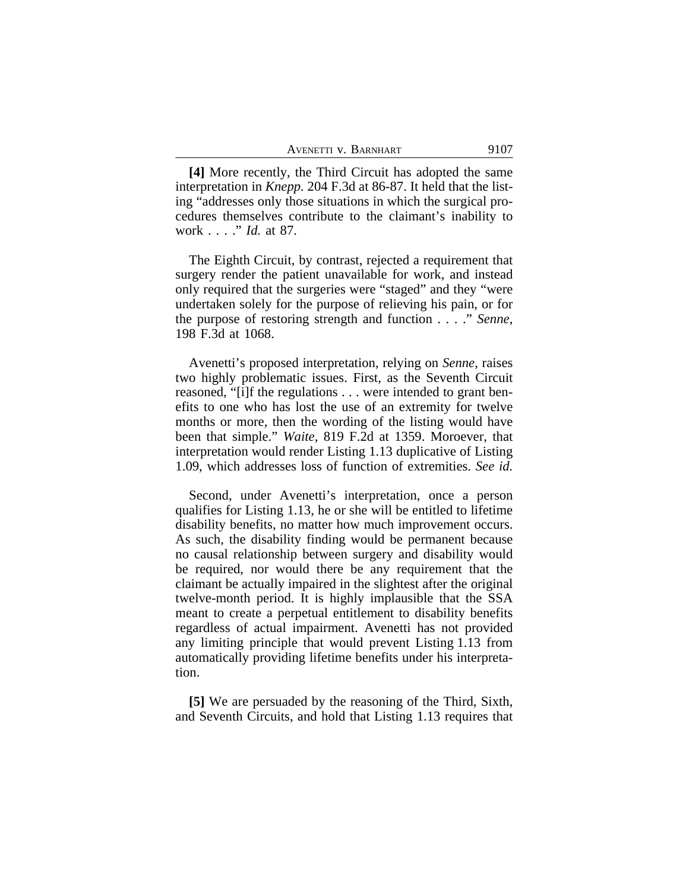**[4]** More recently, the Third Circuit has adopted the same interpretation in *Knepp.* 204 F.3d at 86-87. It held that the listing "addresses only those situations in which the surgical procedures themselves contribute to the claimant's inability to work . . . ." *Id.* at 87.

The Eighth Circuit, by contrast, rejected a requirement that surgery render the patient unavailable for work, and instead only required that the surgeries were "staged" and they "were undertaken solely for the purpose of relieving his pain, or for the purpose of restoring strength and function . . . ." *Senne*, 198 F.3d at 1068.

Avenetti's proposed interpretation, relying on *Senne*, raises two highly problematic issues. First, as the Seventh Circuit reasoned, "[i]f the regulations . . . were intended to grant benefits to one who has lost the use of an extremity for twelve months or more, then the wording of the listing would have been that simple." *Waite*, 819 F.2d at 1359. Moroever, that interpretation would render Listing 1.13 duplicative of Listing 1.09, which addresses loss of function of extremities. *See id.*

Second, under Avenetti's interpretation, once a person qualifies for Listing 1.13, he or she will be entitled to lifetime disability benefits, no matter how much improvement occurs. As such, the disability finding would be permanent because no causal relationship between surgery and disability would be required, nor would there be any requirement that the claimant be actually impaired in the slightest after the original twelve-month period. It is highly implausible that the SSA meant to create a perpetual entitlement to disability benefits regardless of actual impairment. Avenetti has not provided any limiting principle that would prevent Listing 1.13 from automatically providing lifetime benefits under his interpretation.

**[5]** We are persuaded by the reasoning of the Third, Sixth, and Seventh Circuits, and hold that Listing 1.13 requires that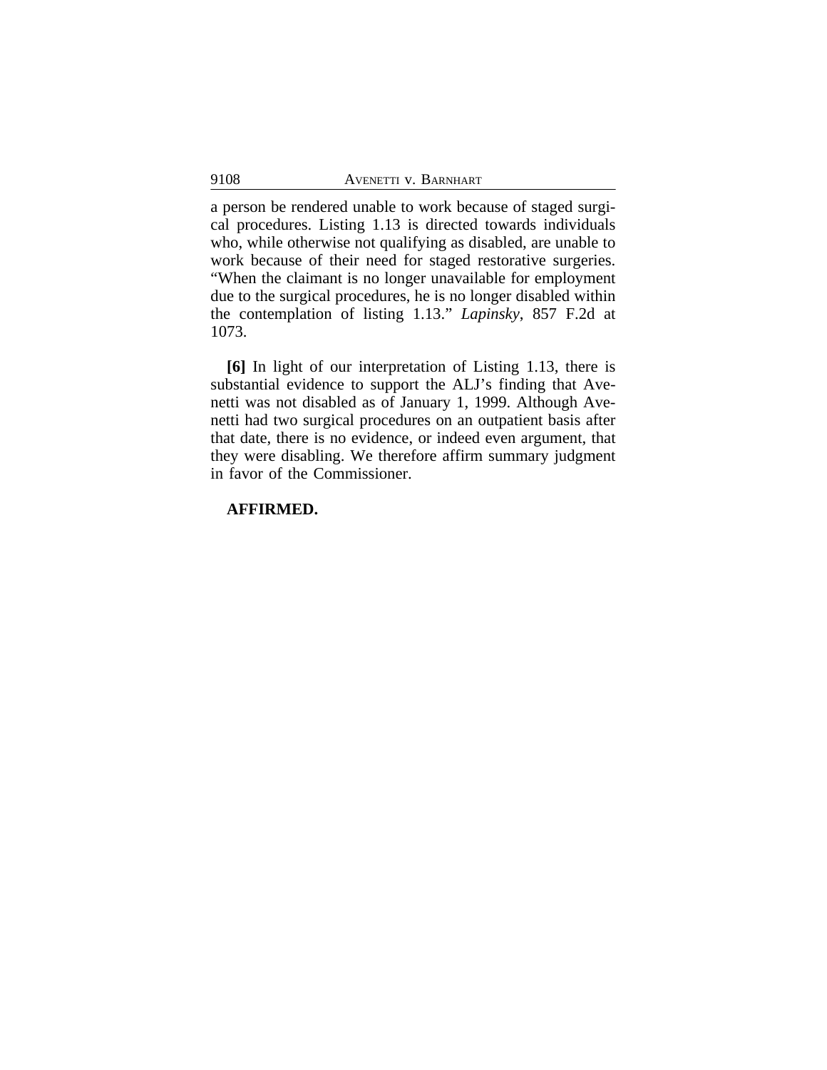a person be rendered unable to work because of staged surgical procedures. Listing 1.13 is directed towards individuals who, while otherwise not qualifying as disabled, are unable to work because of their need for staged restorative surgeries. "When the claimant is no longer unavailable for employment due to the surgical procedures, he is no longer disabled within the contemplation of listing 1.13." *Lapinsky*, 857 F.2d at 1073.

**[6]** In light of our interpretation of Listing 1.13, there is substantial evidence to support the ALJ's finding that Avenetti was not disabled as of January 1, 1999. Although Avenetti had two surgical procedures on an outpatient basis after that date, there is no evidence, or indeed even argument, that they were disabling. We therefore affirm summary judgment in favor of the Commissioner.

**AFFIRMED.**